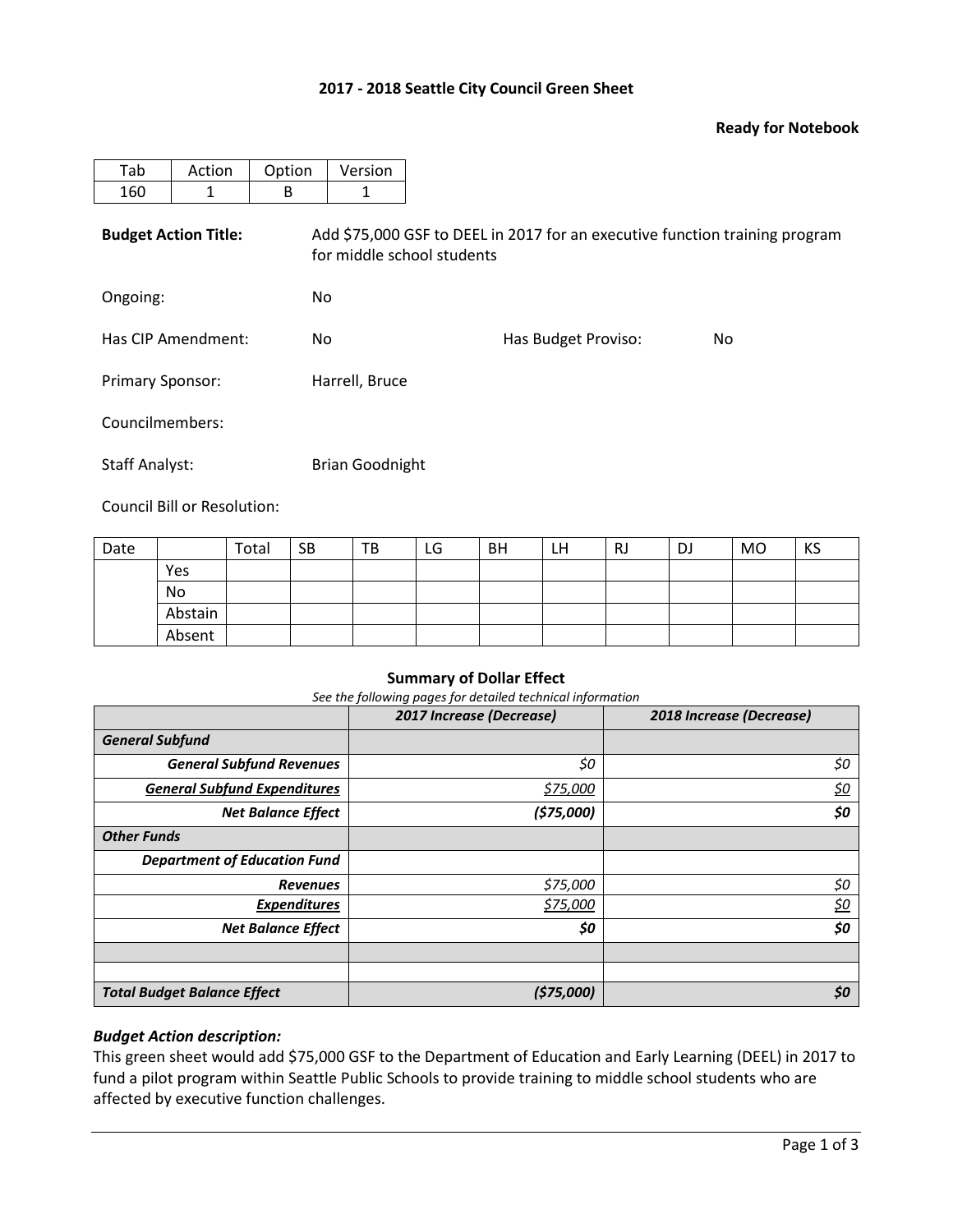**2017 - 2018 Seattle City Council Green Sheet**

**Ready for Notebook**

| Tab | Action | Option | Version |
|---|---|---|---|
| 160 | 1 | B | 1 |

**Budget Action Title:** Add $75,000 GSF to DEEL in 2017 for an executive function training program for middle school students

Ongoing: No

Has CIP Amendment: No

Has Budget Proviso: No

Primary Sponsor: Harrell, Bruce

Councilmembers:

Staff Analyst: Brian Goodnight

Council Bill or Resolution:

| Date | | Total | SB | TB | LG | BH | LH | RJ | DJ | MO | KS |
|---|---|---|---|---|---|---|---|---|---|---|---|
| | Yes | | | | | | | | | | |
| | No | | | | | | | | | | |
| | Abstain | | | | | | | | | | |
| | Absent | | | | | | | | | | |

**Summary of Dollar Effect**

*See the following pages for detailed technical information*

| | ***2017 Increase (Decrease)*** | ***2018 Increase (Decrease)*** |
|---|---|---|
| ***General Subfund*** | | |
| ***General Subfund Revenues*** | *$0* | *$0* |
| ***General Subfund Expenditures*** | *$75,000* | *$0* |
| ***Net Balance Effect*** | ***($75,000)*** | ***$0*** |
| ***Other Funds*** | | |
| ***Department of Education Fund*** | | |
| ***Revenues*** | *$75,000* | *$0* |
| ***Expenditures*** | *$75,000* | *$0* |
| ***Net Balance Effect*** | ***$0*** | ***$0*** |
| | | |
| | | |
| ***Total Budget Balance Effect*** | ***($75,000)*** | ***$0*** |

***Budget Action description:***

This green sheet would add $75,000 GSF to the Department of Education and Early Learning (DEEL) in 2017 to fund a pilot program within Seattle Public Schools to provide training to middle school students who are affected by executive function challenges.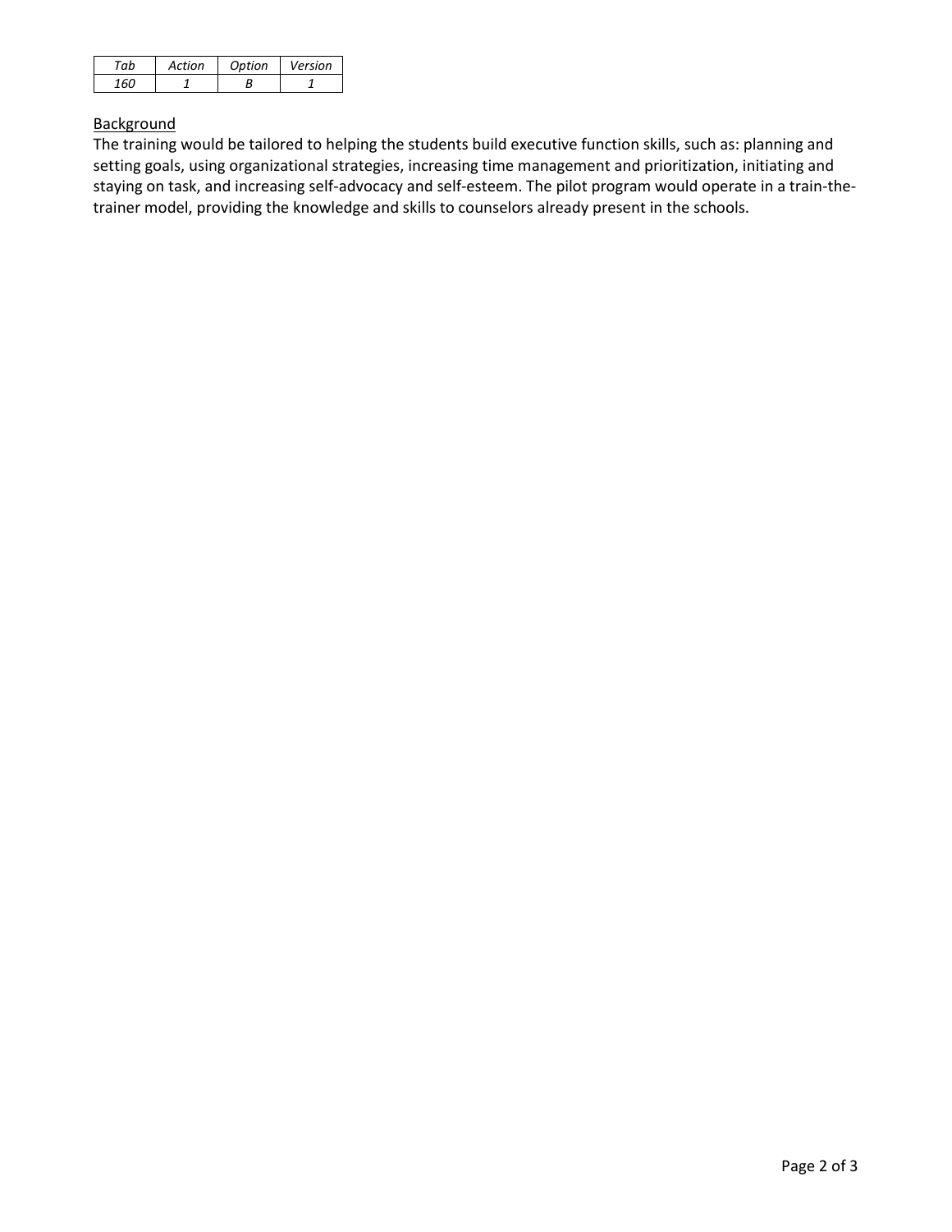| *Tab* | *Action* | *Option* | *Version* |
|---|---|---|---|
| *160* | *1* | *B* | *1* |

<u>Background</u>

The training would be tailored to helping the students build executive function skills, such as: planning and setting goals, using organizational strategies, increasing time management and prioritization, initiating and staying on task, and increasing self-advocacy and self-esteem. The pilot program would operate in a train-the-trainer model, providing the knowledge and skills to counselors already present in the schools.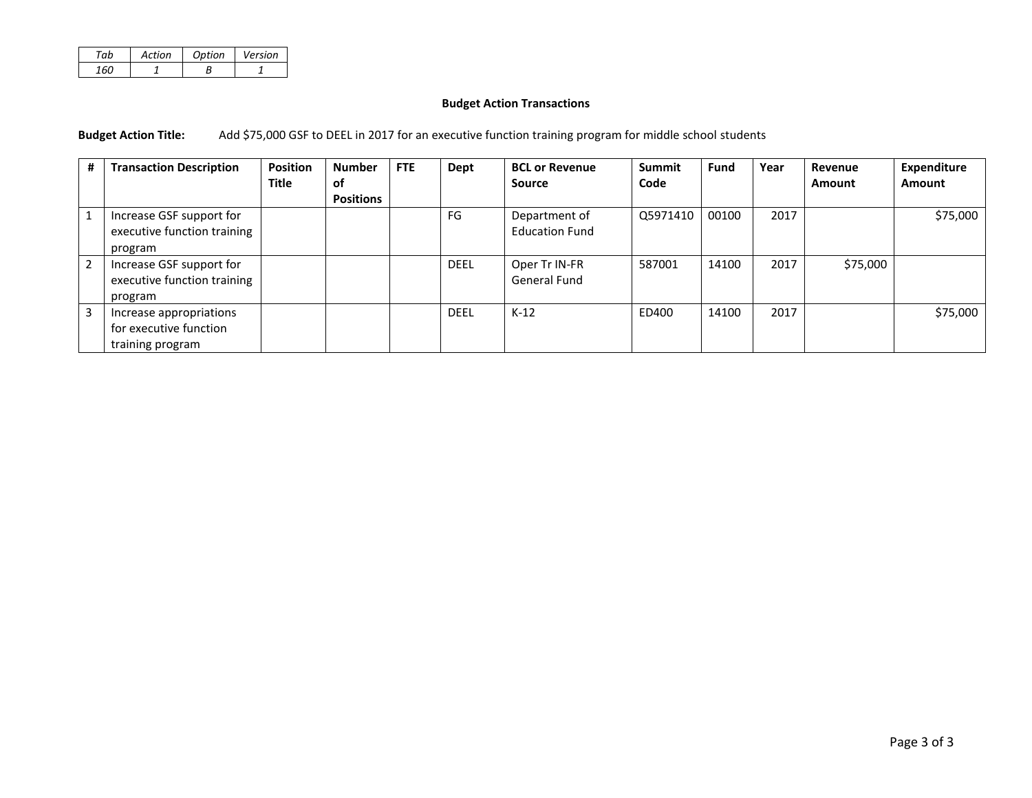| Tab | Action | Option | Version |
|---|---|---|---|
| 160 | 1 | B | 1 |

**Budget Action Transactions**

**Budget Action Title:** Add $75,000 GSF to DEEL in 2017 for an executive function training program for middle school students

| # | Transaction Description | Position Title | Number of Positions | FTE | Dept | BCL or Revenue Source | Summit Code | Fund | Year | Revenue Amount | Expenditure Amount |
|---|---|---|---|---|---|---|---|---|---|---|---|
| 1 | Increase GSF support for executive function training program | | | | FG | Department of Education Fund | Q5971410 | 00100 | 2017 | | $75,000 |
| 2 | Increase GSF support for executive function training program | | | | DEEL | Oper Tr IN-FR General Fund | 587001 | 14100 | 2017 | $75,000 | |
| 3 | Increase appropriations for executive function training program | | | | DEEL | K-12 | ED400 | 14100 | 2017 | | $75,000 |